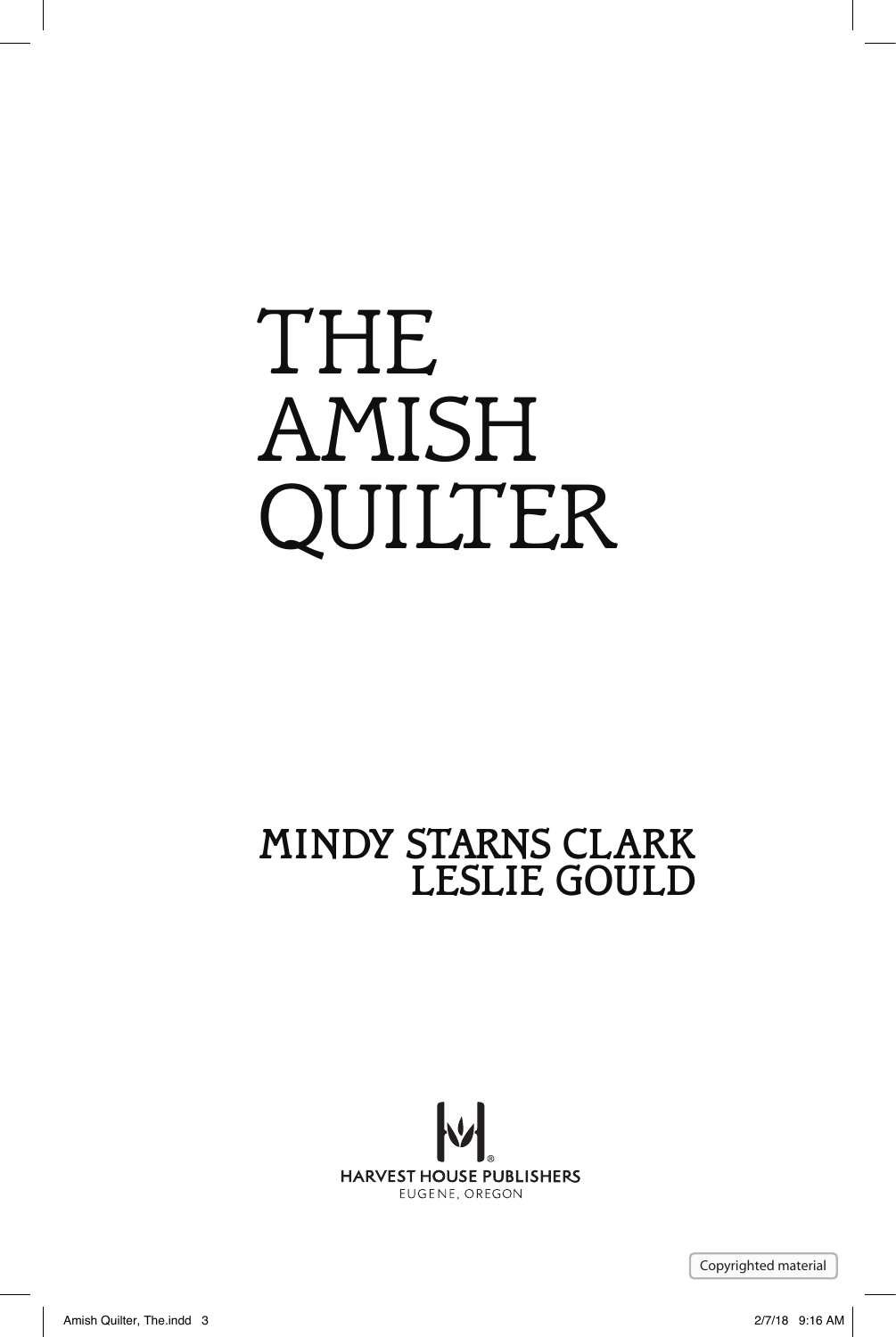# THE AMISH QUILTER

MINDY STARNS CLARK
LESLIE GOULD

HARVEST HOUSE PUBLISHERS
EUGENE, OREGON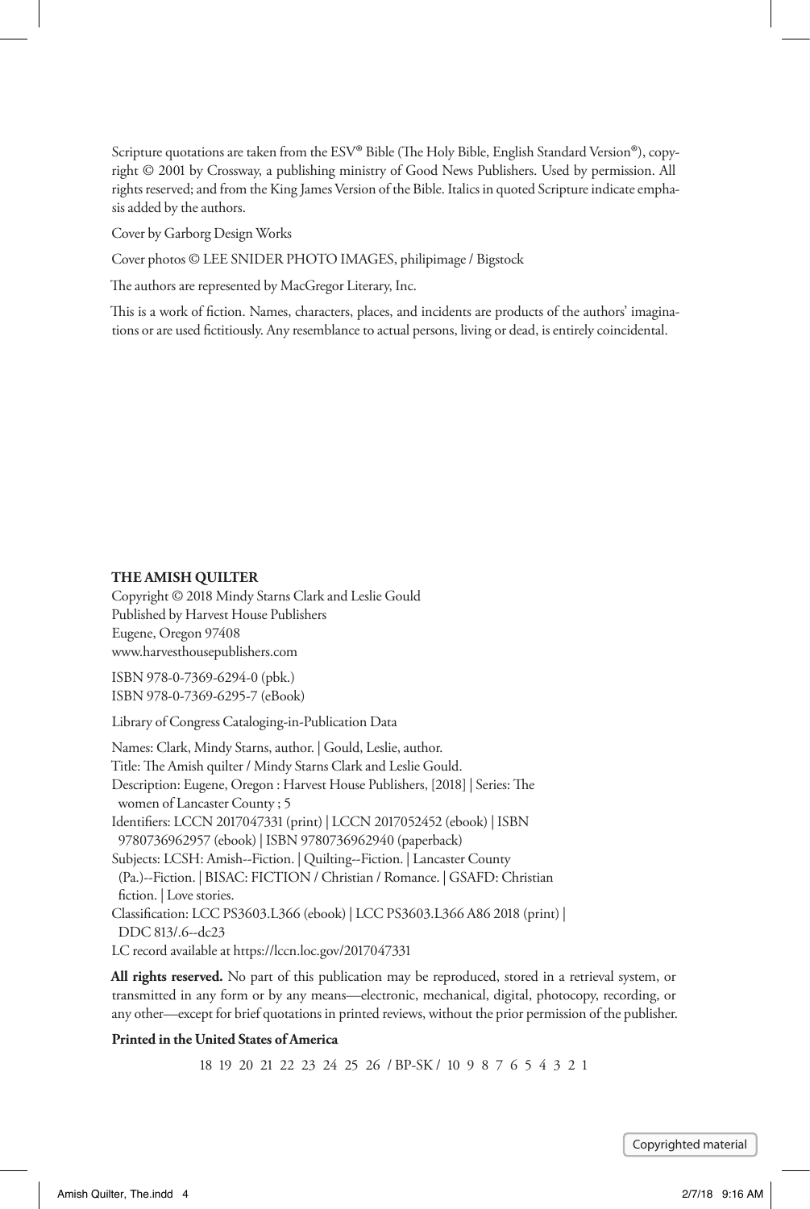Scripture quotations are taken from the ESV® Bible (The Holy Bible, English Standard Version®), copyright © 2001 by Crossway, a publishing ministry of Good News Publishers. Used by permission. All rights reserved; and from the King James Version of the Bible. Italics in quoted Scripture indicate emphasis added by the authors.

Cover by Garborg Design Works

Cover photos © LEE SNIDER PHOTO IMAGES, philipimage / Bigstock

The authors are represented by MacGregor Literary, Inc.

This is a work of fiction. Names, characters, places, and incidents are products of the authors' imaginations or are used fictitiously. Any resemblance to actual persons, living or dead, is entirely coincidental.

**THE AMISH QUILTER**
Copyright © 2018 Mindy Starns Clark and Leslie Gould
Published by Harvest House Publishers
Eugene, Oregon 97408
www.harvesthousepublishers.com

ISBN 978-0-7369-6294-0 (pbk.)
ISBN 978-0-7369-6295-7 (eBook)

Library of Congress Cataloging-in-Publication Data

Names: Clark, Mindy Starns, author. | Gould, Leslie, author.
Title: The Amish quilter / Mindy Starns Clark and Leslie Gould.
Description: Eugene, Oregon : Harvest House Publishers, [2018] | Series: The women of Lancaster County ; 5
Identifiers: LCCN 2017047331 (print) | LCCN 2017052452 (ebook) | ISBN 9780736962957 (ebook) | ISBN 9780736962940 (paperback)
Subjects: LCSH: Amish--Fiction. | Quilting--Fiction. | Lancaster County (Pa.)--Fiction. | BISAC: FICTION / Christian / Romance. | GSAFD: Christian fiction. | Love stories.
Classification: LCC PS3603.L366 (ebook) | LCC PS3603.L366 A86 2018 (print) | DDC 813/.6--dc23
LC record available at https://lccn.loc.gov/2017047331

**All rights reserved.** No part of this publication may be reproduced, stored in a retrieval system, or transmitted in any form or by any means—electronic, mechanical, digital, photocopy, recording, or any other—except for brief quotations in printed reviews, without the prior permission of the publisher.

**Printed in the United States of America**

18 19 20 21 22 23 24 25 26 / BP-SK / 10 9 8 7 6 5 4 3 2 1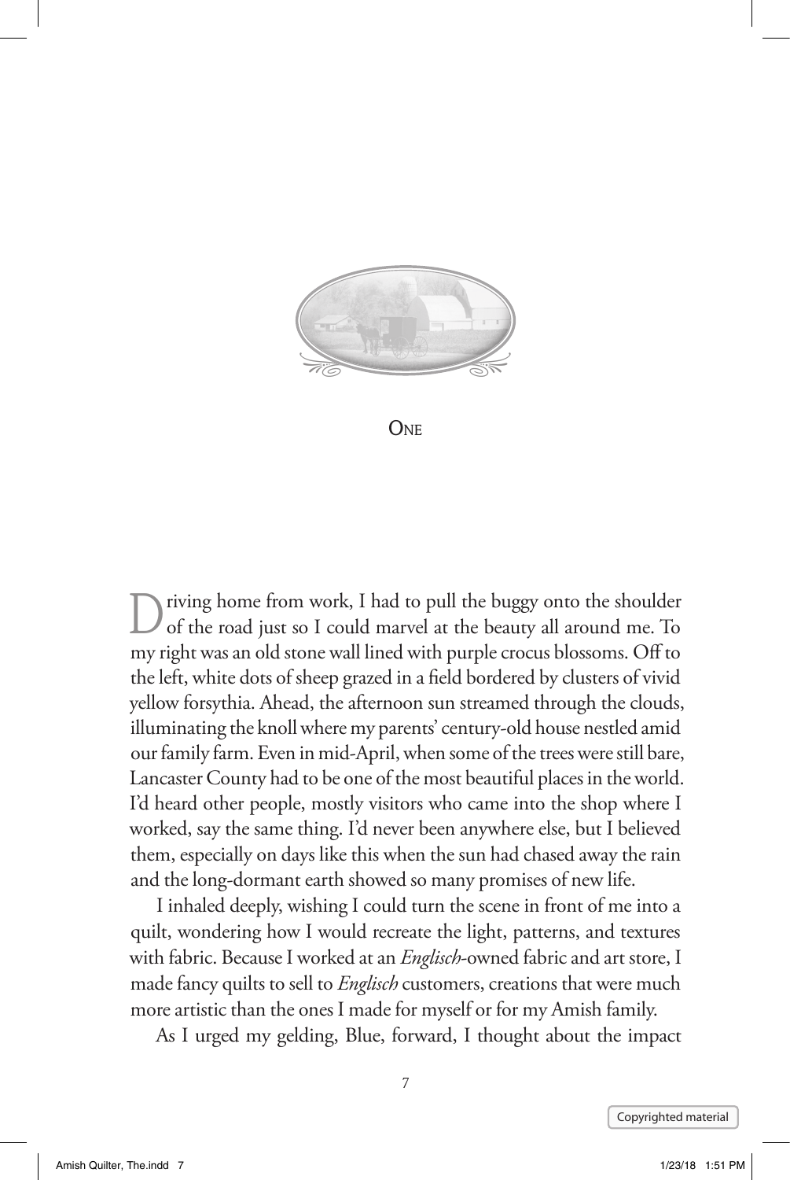# One

Driving home from work, I had to pull the buggy onto the shoulder of the road just so I could marvel at the beauty all around me. To my right was an old stone wall lined with purple crocus blossoms. Off to the left, white dots of sheep grazed in a field bordered by clusters of vivid yellow forsythia. Ahead, the afternoon sun streamed through the clouds, illuminating the knoll where my parents' century-old house nestled amid our family farm. Even in mid-April, when some of the trees were still bare, Lancaster County had to be one of the most beautiful places in the world. I'd heard other people, mostly visitors who came into the shop where I worked, say the same thing. I'd never been anywhere else, but I believed them, especially on days like this when the sun had chased away the rain and the long-dormant earth showed so many promises of new life.

I inhaled deeply, wishing I could turn the scene in front of me into a quilt, wondering how I would recreate the light, patterns, and textures with fabric. Because I worked at an *Englisch*-owned fabric and art store, I made fancy quilts to sell to *Englisch* customers, creations that were much more artistic than the ones I made for myself or for my Amish family.

As I urged my gelding, Blue, forward, I thought about the impact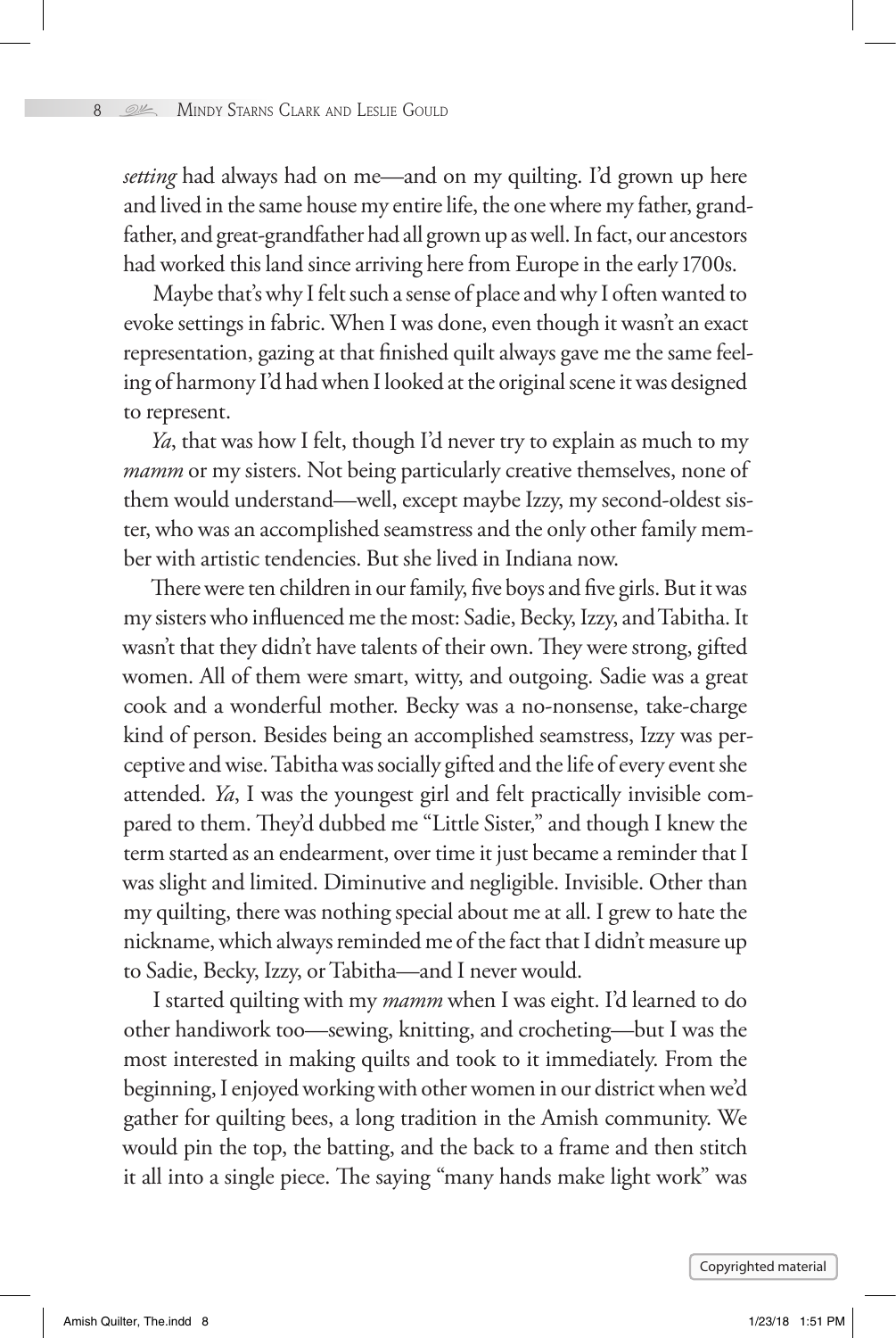*setting* had always had on me—and on my quilting. I'd grown up here and lived in the same house my entire life, the one where my father, grandfather, and great-grandfather had all grown up as well. In fact, our ancestors had worked this land since arriving here from Europe in the early 1700s.

Maybe that's why I felt such a sense of place and why I often wanted to evoke settings in fabric. When I was done, even though it wasn't an exact representation, gazing at that finished quilt always gave me the same feeling of harmony I'd had when I looked at the original scene it was designed to represent.

*Ya*, that was how I felt, though I'd never try to explain as much to my *mamm* or my sisters. Not being particularly creative themselves, none of them would understand—well, except maybe Izzy, my second-oldest sister, who was an accomplished seamstress and the only other family member with artistic tendencies. But she lived in Indiana now.

There were ten children in our family, five boys and five girls. But it was my sisters who influenced me the most: Sadie, Becky, Izzy, and Tabitha. It wasn't that they didn't have talents of their own. They were strong, gifted women. All of them were smart, witty, and outgoing. Sadie was a great cook and a wonderful mother. Becky was a no-nonsense, take-charge kind of person. Besides being an accomplished seamstress, Izzy was perceptive and wise. Tabitha was socially gifted and the life of every event she attended. *Ya*, I was the youngest girl and felt practically invisible compared to them. They'd dubbed me "Little Sister," and though I knew the term started as an endearment, over time it just became a reminder that I was slight and limited. Diminutive and negligible. Invisible. Other than my quilting, there was nothing special about me at all. I grew to hate the nickname, which always reminded me of the fact that I didn't measure up to Sadie, Becky, Izzy, or Tabitha—and I never would.

I started quilting with my *mamm* when I was eight. I'd learned to do other handiwork too—sewing, knitting, and crocheting—but I was the most interested in making quilts and took to it immediately. From the beginning, I enjoyed working with other women in our district when we'd gather for quilting bees, a long tradition in the Amish community. We would pin the top, the batting, and the back to a frame and then stitch it all into a single piece. The saying "many hands make light work" was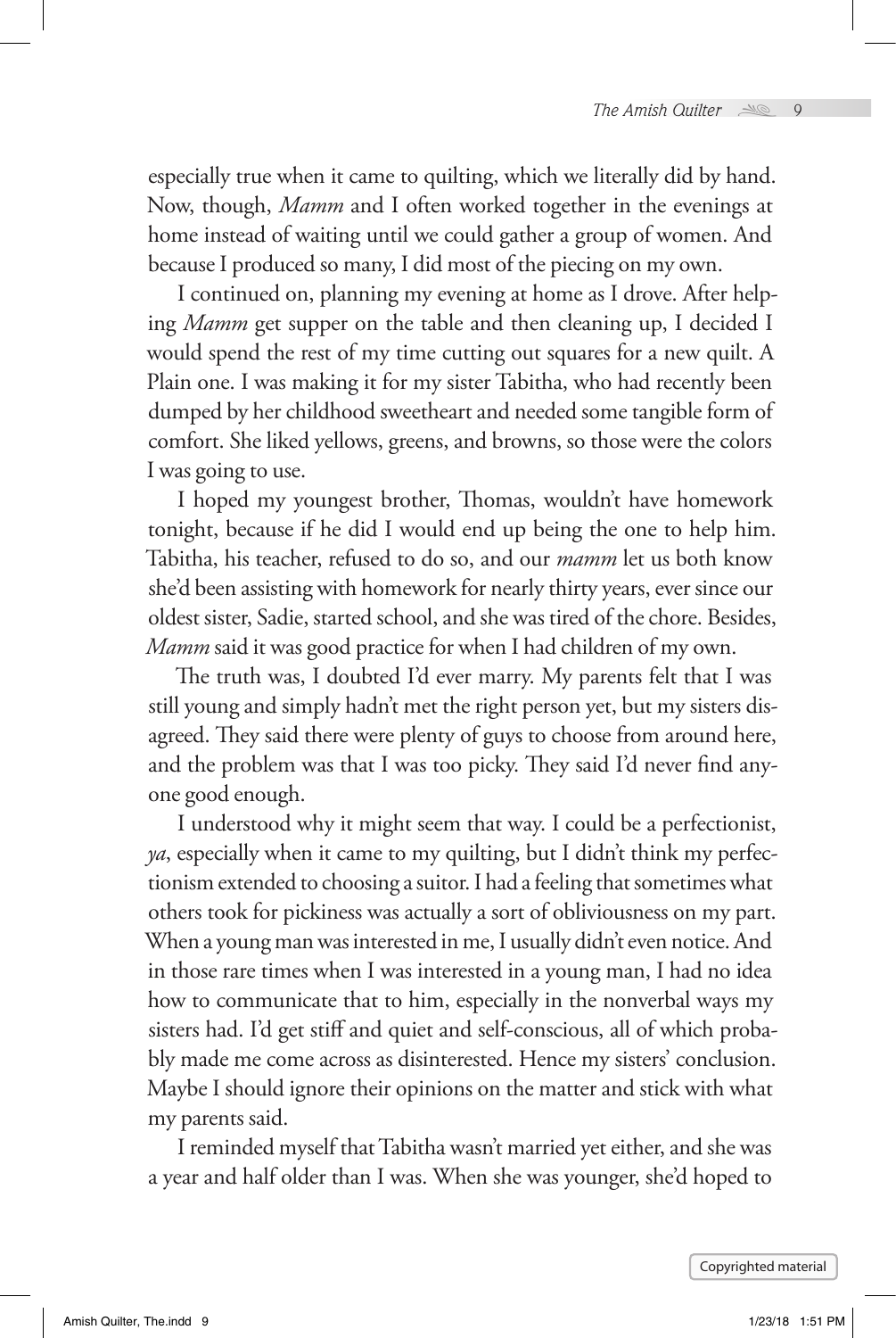especially true when it came to quilting, which we literally did by hand. Now, though, *Mamm* and I often worked together in the evenings at home instead of waiting until we could gather a group of women. And because I produced so many, I did most of the piecing on my own.

I continued on, planning my evening at home as I drove. After helping *Mamm* get supper on the table and then cleaning up, I decided I would spend the rest of my time cutting out squares for a new quilt. A Plain one. I was making it for my sister Tabitha, who had recently been dumped by her childhood sweetheart and needed some tangible form of comfort. She liked yellows, greens, and browns, so those were the colors I was going to use.

I hoped my youngest brother, Thomas, wouldn't have homework tonight, because if he did I would end up being the one to help him. Tabitha, his teacher, refused to do so, and our *mamm* let us both know she'd been assisting with homework for nearly thirty years, ever since our oldest sister, Sadie, started school, and she was tired of the chore. Besides, *Mamm* said it was good practice for when I had children of my own.

The truth was, I doubted I'd ever marry. My parents felt that I was still young and simply hadn't met the right person yet, but my sisters disagreed. They said there were plenty of guys to choose from around here, and the problem was that I was too picky. They said I'd never find anyone good enough.

I understood why it might seem that way. I could be a perfectionist, *ya*, especially when it came to my quilting, but I didn't think my perfectionism extended to choosing a suitor. I had a feeling that sometimes what others took for pickiness was actually a sort of obliviousness on my part. When a young man was interested in me, I usually didn't even notice. And in those rare times when I was interested in a young man, I had no idea how to communicate that to him, especially in the nonverbal ways my sisters had. I'd get stiff and quiet and self-conscious, all of which probably made me come across as disinterested. Hence my sisters' conclusion. Maybe I should ignore their opinions on the matter and stick with what my parents said.

I reminded myself that Tabitha wasn't married yet either, and she was a year and half older than I was. When she was younger, she'd hoped to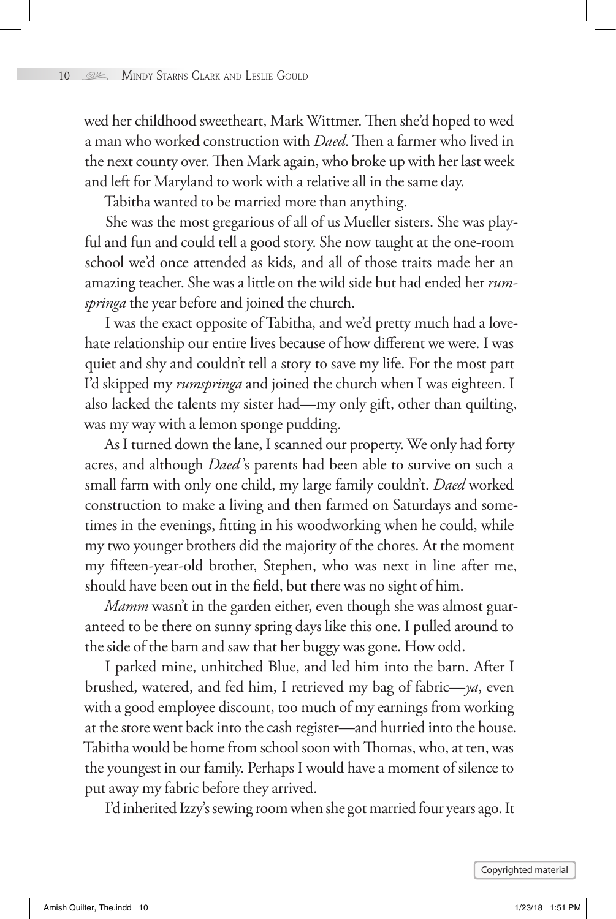wed her childhood sweetheart, Mark Wittmer. Then she'd hoped to wed a man who worked construction with *Daed*. Then a farmer who lived in the next county over. Then Mark again, who broke up with her last week and left for Maryland to work with a relative all in the same day.

Tabitha wanted to be married more than anything.

She was the most gregarious of all of us Mueller sisters. She was playful and fun and could tell a good story. She now taught at the one-room school we'd once attended as kids, and all of those traits made her an amazing teacher. She was a little on the wild side but had ended her *rumspringa* the year before and joined the church.

I was the exact opposite of Tabitha, and we'd pretty much had a love-hate relationship our entire lives because of how different we were. I was quiet and shy and couldn't tell a story to save my life. For the most part I'd skipped my *rumspringa* and joined the church when I was eighteen. I also lacked the talents my sister had—my only gift, other than quilting, was my way with a lemon sponge pudding.

As I turned down the lane, I scanned our property. We only had forty acres, and although *Daed*'s parents had been able to survive on such a small farm with only one child, my large family couldn't. *Daed* worked construction to make a living and then farmed on Saturdays and sometimes in the evenings, fitting in his woodworking when he could, while my two younger brothers did the majority of the chores. At the moment my fifteen-year-old brother, Stephen, who was next in line after me, should have been out in the field, but there was no sight of him.

*Mamm* wasn't in the garden either, even though she was almost guaranteed to be there on sunny spring days like this one. I pulled around to the side of the barn and saw that her buggy was gone. How odd.

I parked mine, unhitched Blue, and led him into the barn. After I brushed, watered, and fed him, I retrieved my bag of fabric—*ya*, even with a good employee discount, too much of my earnings from working at the store went back into the cash register—and hurried into the house. Tabitha would be home from school soon with Thomas, who, at ten, was the youngest in our family. Perhaps I would have a moment of silence to put away my fabric before they arrived.

I'd inherited Izzy's sewing room when she got married four years ago. It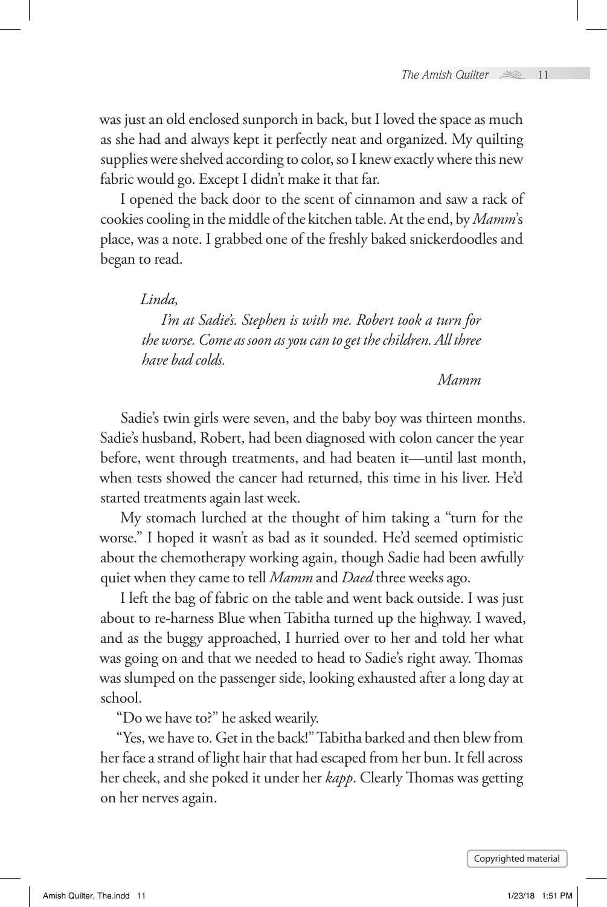was just an old enclosed sunporch in back, but I loved the space as much as she had and always kept it perfectly neat and organized. My quilting supplies were shelved according to color, so I knew exactly where this new fabric would go. Except I didn't make it that far.

I opened the back door to the scent of cinnamon and saw a rack of cookies cooling in the middle of the kitchen table. At the end, by *Mamm*'s place, was a note. I grabbed one of the freshly baked snickerdoodles and began to read.

> *Linda,*
>
> *I'm at Sadie's. Stephen is with me. Robert took a turn for the worse. Come as soon as you can to get the children. All three have bad colds.*
>
> *Mamm*

Sadie's twin girls were seven, and the baby boy was thirteen months. Sadie's husband, Robert, had been diagnosed with colon cancer the year before, went through treatments, and had beaten it—until last month, when tests showed the cancer had returned, this time in his liver. He'd started treatments again last week.

My stomach lurched at the thought of him taking a "turn for the worse." I hoped it wasn't as bad as it sounded. He'd seemed optimistic about the chemotherapy working again, though Sadie had been awfully quiet when they came to tell *Mamm* and *Daed* three weeks ago.

I left the bag of fabric on the table and went back outside. I was just about to re-harness Blue when Tabitha turned up the highway. I waved, and as the buggy approached, I hurried over to her and told her what was going on and that we needed to head to Sadie's right away. Thomas was slumped on the passenger side, looking exhausted after a long day at school.

"Do we have to?" he asked wearily.

"Yes, we have to. Get in the back!" Tabitha barked and then blew from her face a strand of light hair that had escaped from her bun. It fell across her cheek, and she poked it under her *kapp*. Clearly Thomas was getting on her nerves again.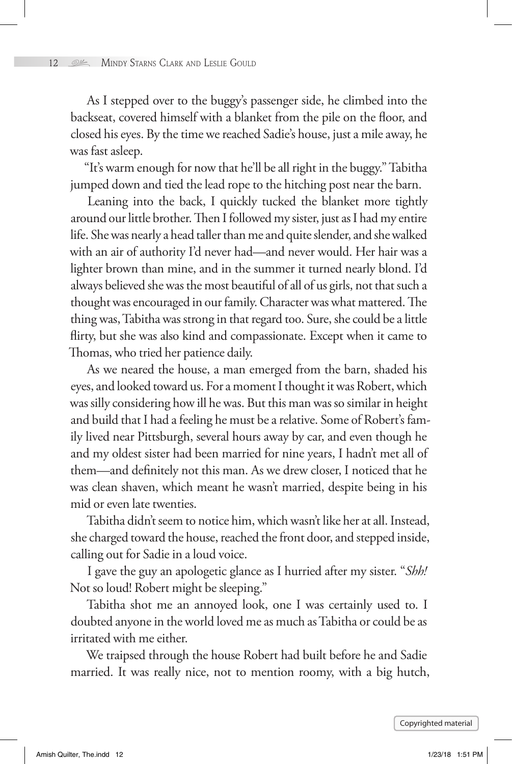As I stepped over to the buggy's passenger side, he climbed into the backseat, covered himself with a blanket from the pile on the floor, and closed his eyes. By the time we reached Sadie's house, just a mile away, he was fast asleep.

"It's warm enough for now that he'll be all right in the buggy." Tabitha jumped down and tied the lead rope to the hitching post near the barn.

Leaning into the back, I quickly tucked the blanket more tightly around our little brother. Then I followed my sister, just as I had my entire life. She was nearly a head taller than me and quite slender, and she walked with an air of authority I'd never had—and never would. Her hair was a lighter brown than mine, and in the summer it turned nearly blond. I'd always believed she was the most beautiful of all of us girls, not that such a thought was encouraged in our family. Character was what mattered. The thing was, Tabitha was strong in that regard too. Sure, she could be a little flirty, but she was also kind and compassionate. Except when it came to Thomas, who tried her patience daily.

As we neared the house, a man emerged from the barn, shaded his eyes, and looked toward us. For a moment I thought it was Robert, which was silly considering how ill he was. But this man was so similar in height and build that I had a feeling he must be a relative. Some of Robert's family lived near Pittsburgh, several hours away by car, and even though he and my oldest sister had been married for nine years, I hadn't met all of them—and definitely not this man. As we drew closer, I noticed that he was clean shaven, which meant he wasn't married, despite being in his mid or even late twenties.

Tabitha didn't seem to notice him, which wasn't like her at all. Instead, she charged toward the house, reached the front door, and stepped inside, calling out for Sadie in a loud voice.

I gave the guy an apologetic glance as I hurried after my sister. "*Shh!* Not so loud! Robert might be sleeping."

Tabitha shot me an annoyed look, one I was certainly used to. I doubted anyone in the world loved me as much as Tabitha or could be as irritated with me either.

We traipsed through the house Robert had built before he and Sadie married. It was really nice, not to mention roomy, with a big hutch,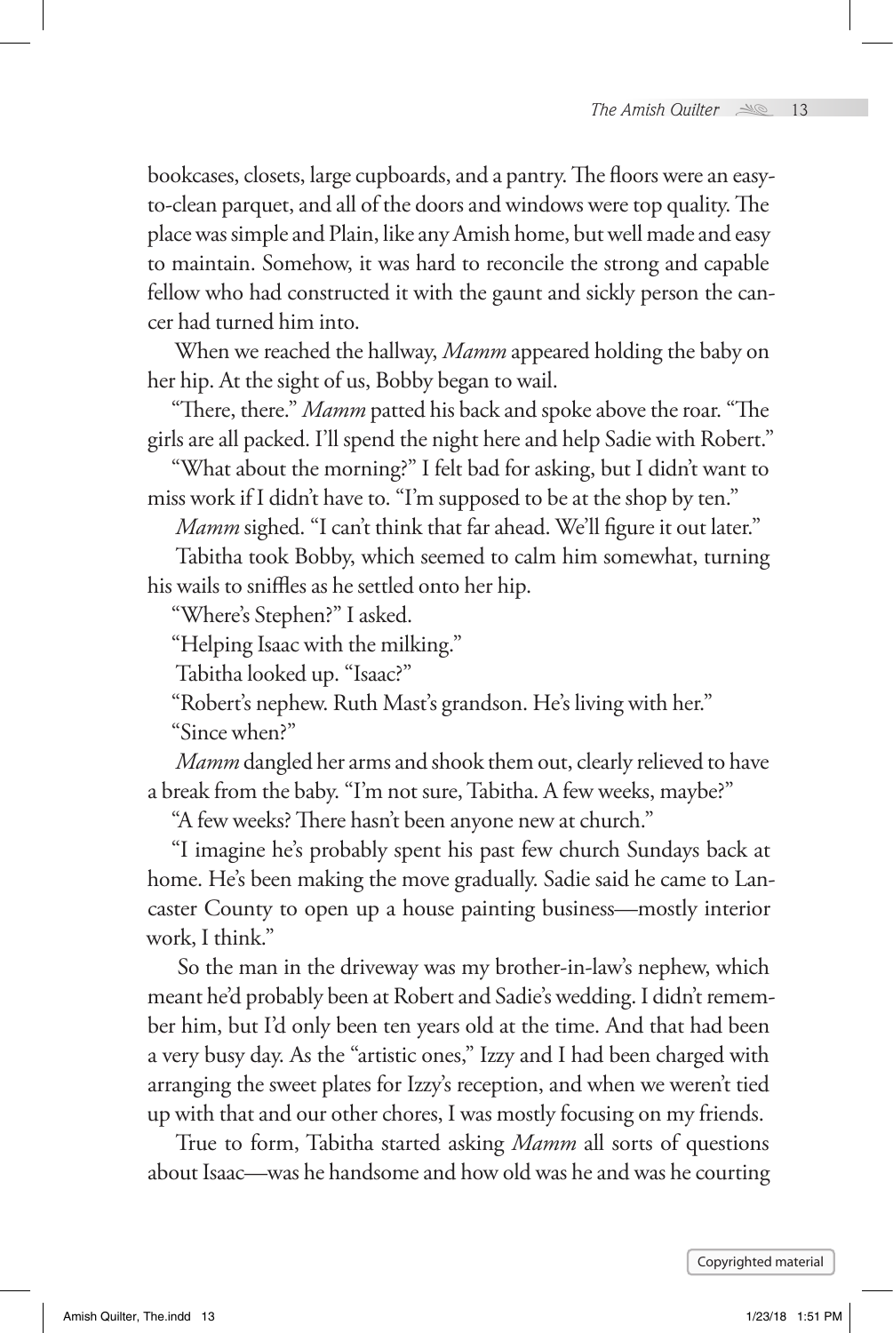bookcases, closets, large cupboards, and a pantry. The floors were an easy-to-clean parquet, and all of the doors and windows were top quality. The place was simple and Plain, like any Amish home, but well made and easy to maintain. Somehow, it was hard to reconcile the strong and capable fellow who had constructed it with the gaunt and sickly person the cancer had turned him into.

When we reached the hallway, *Mamm* appeared holding the baby on her hip. At the sight of us, Bobby began to wail.

"There, there." *Mamm* patted his back and spoke above the roar. "The girls are all packed. I'll spend the night here and help Sadie with Robert."

"What about the morning?" I felt bad for asking, but I didn't want to miss work if I didn't have to. "I'm supposed to be at the shop by ten."

*Mamm* sighed. "I can't think that far ahead. We'll figure it out later."

Tabitha took Bobby, which seemed to calm him somewhat, turning his wails to sniffles as he settled onto her hip.

"Where's Stephen?" I asked.

"Helping Isaac with the milking."

Tabitha looked up. "Isaac?"

"Robert's nephew. Ruth Mast's grandson. He's living with her."

"Since when?"

*Mamm* dangled her arms and shook them out, clearly relieved to have a break from the baby. "I'm not sure, Tabitha. A few weeks, maybe?"

"A few weeks? There hasn't been anyone new at church."

"I imagine he's probably spent his past few church Sundays back at home. He's been making the move gradually. Sadie said he came to Lancaster County to open up a house painting business—mostly interior work, I think."

So the man in the driveway was my brother-in-law's nephew, which meant he'd probably been at Robert and Sadie's wedding. I didn't remember him, but I'd only been ten years old at the time. And that had been a very busy day. As the "artistic ones," Izzy and I had been charged with arranging the sweet plates for Izzy's reception, and when we weren't tied up with that and our other chores, I was mostly focusing on my friends.

True to form, Tabitha started asking *Mamm* all sorts of questions about Isaac—was he handsome and how old was he and was he courting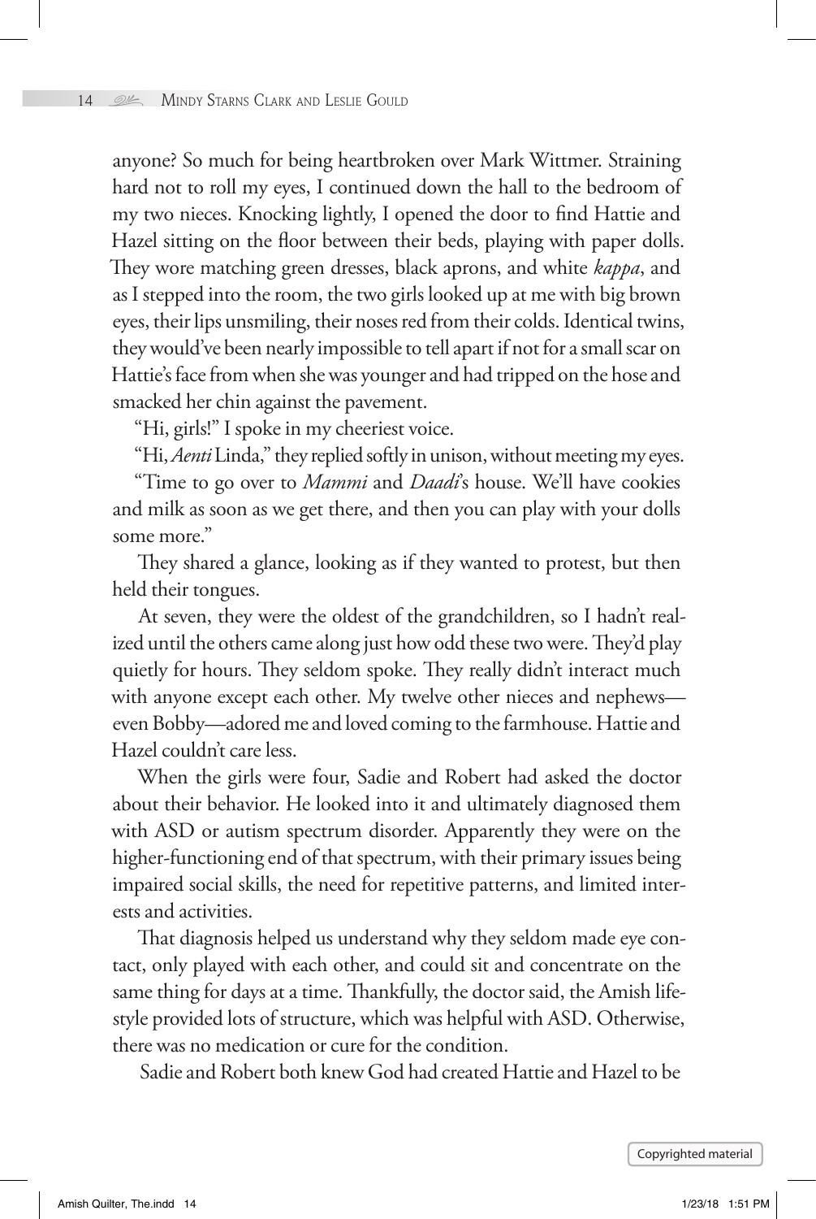anyone? So much for being heartbroken over Mark Wittmer. Straining hard not to roll my eyes, I continued down the hall to the bedroom of my two nieces. Knocking lightly, I opened the door to find Hattie and Hazel sitting on the floor between their beds, playing with paper dolls. They wore matching green dresses, black aprons, and white *kappa*, and as I stepped into the room, the two girls looked up at me with big brown eyes, their lips unsmiling, their noses red from their colds. Identical twins, they would've been nearly impossible to tell apart if not for a small scar on Hattie's face from when she was younger and had tripped on the hose and smacked her chin against the pavement.

"Hi, girls!" I spoke in my cheeriest voice.

"Hi, *Aenti* Linda," they replied softly in unison, without meeting my eyes.

"Time to go over to *Mammi* and *Daadi*'s house. We'll have cookies and milk as soon as we get there, and then you can play with your dolls some more."

They shared a glance, looking as if they wanted to protest, but then held their tongues.

At seven, they were the oldest of the grandchildren, so I hadn't realized until the others came along just how odd these two were. They'd play quietly for hours. They seldom spoke. They really didn't interact much with anyone except each other. My twelve other nieces and nephews—even Bobby—adored me and loved coming to the farmhouse. Hattie and Hazel couldn't care less.

When the girls were four, Sadie and Robert had asked the doctor about their behavior. He looked into it and ultimately diagnosed them with ASD or autism spectrum disorder. Apparently they were on the higher-functioning end of that spectrum, with their primary issues being impaired social skills, the need for repetitive patterns, and limited interests and activities.

That diagnosis helped us understand why they seldom made eye contact, only played with each other, and could sit and concentrate on the same thing for days at a time. Thankfully, the doctor said, the Amish lifestyle provided lots of structure, which was helpful with ASD. Otherwise, there was no medication or cure for the condition.

Sadie and Robert both knew God had created Hattie and Hazel to be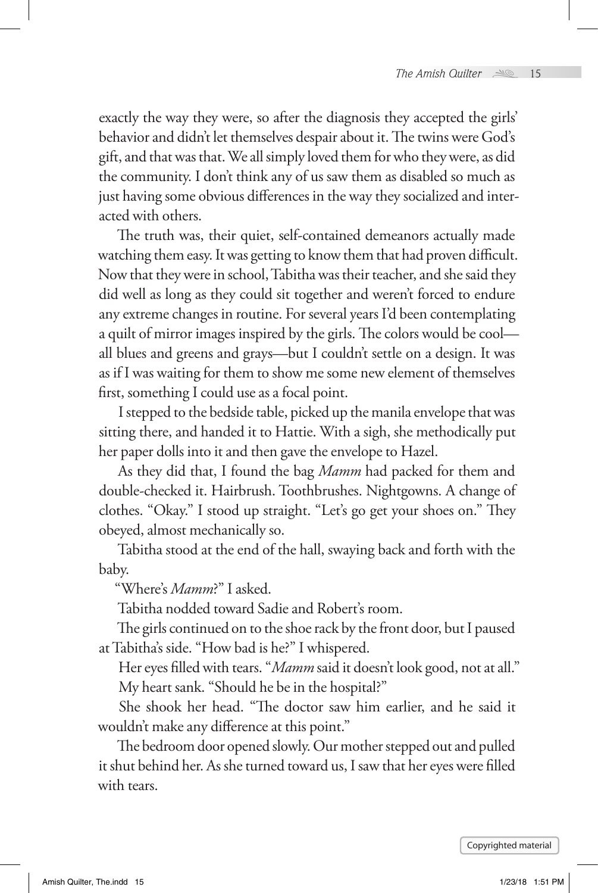exactly the way they were, so after the diagnosis they accepted the girls' behavior and didn't let themselves despair about it. The twins were God's gift, and that was that. We all simply loved them for who they were, as did the community. I don't think any of us saw them as disabled so much as just having some obvious differences in the way they socialized and interacted with others.

The truth was, their quiet, self-contained demeanors actually made watching them easy. It was getting to know them that had proven difficult. Now that they were in school, Tabitha was their teacher, and she said they did well as long as they could sit together and weren't forced to endure any extreme changes in routine. For several years I'd been contemplating a quilt of mirror images inspired by the girls. The colors would be cool—all blues and greens and grays—but I couldn't settle on a design. It was as if I was waiting for them to show me some new element of themselves first, something I could use as a focal point.

I stepped to the bedside table, picked up the manila envelope that was sitting there, and handed it to Hattie. With a sigh, she methodically put her paper dolls into it and then gave the envelope to Hazel.

As they did that, I found the bag *Mamm* had packed for them and double-checked it. Hairbrush. Toothbrushes. Nightgowns. A change of clothes. "Okay." I stood up straight. "Let's go get your shoes on." They obeyed, almost mechanically so.

Tabitha stood at the end of the hall, swaying back and forth with the baby.

"Where's *Mamm*?" I asked.

Tabitha nodded toward Sadie and Robert's room.

The girls continued on to the shoe rack by the front door, but I paused at Tabitha's side. "How bad is he?" I whispered.

Her eyes filled with tears. "*Mamm* said it doesn't look good, not at all."

My heart sank. "Should he be in the hospital?"

She shook her head. "The doctor saw him earlier, and he said it wouldn't make any difference at this point."

The bedroom door opened slowly. Our mother stepped out and pulled it shut behind her. As she turned toward us, I saw that her eyes were filled with tears.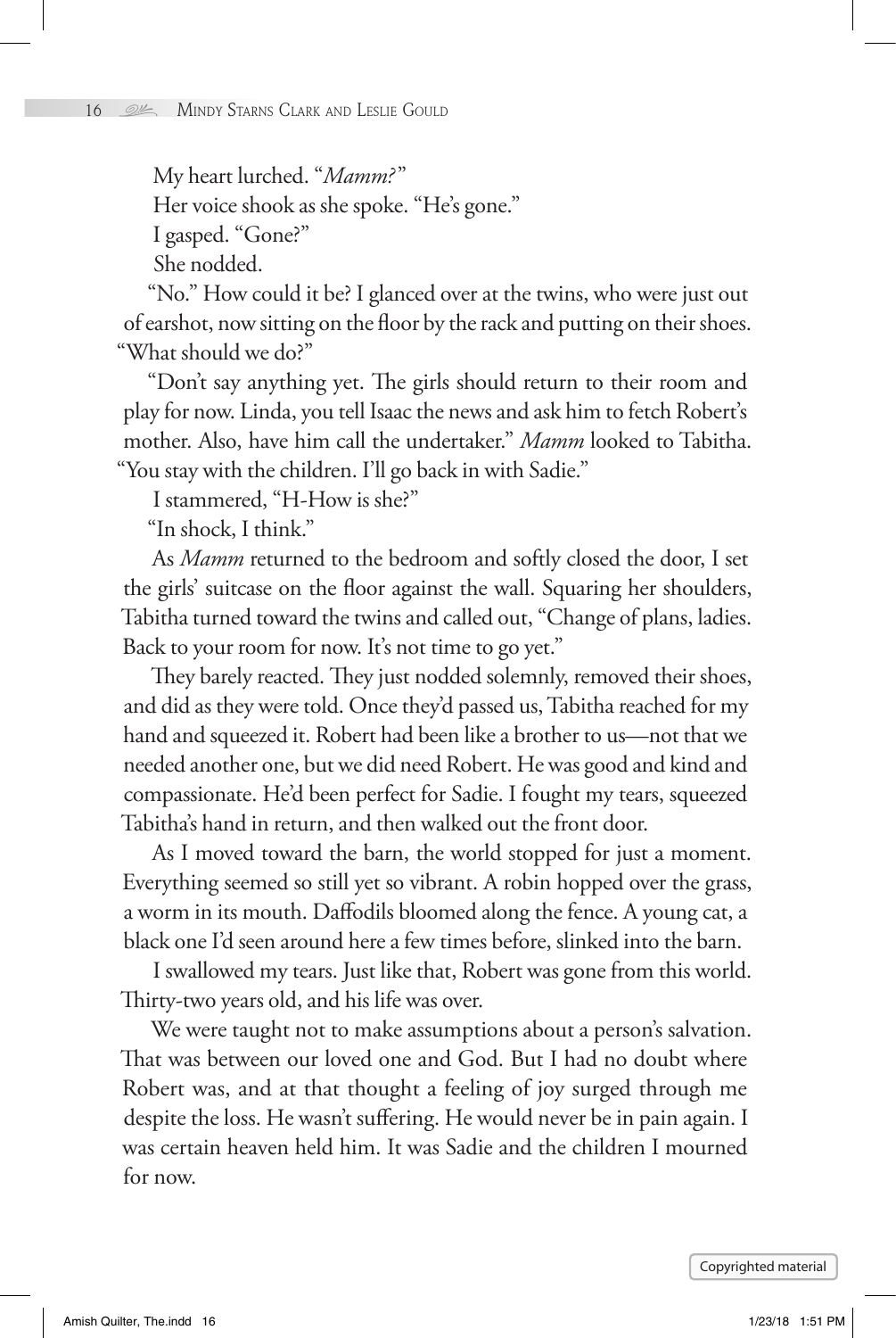My heart lurched. "*Mamm?*"

Her voice shook as she spoke. "He's gone."

I gasped. "Gone?"

She nodded.

"No." How could it be? I glanced over at the twins, who were just out of earshot, now sitting on the floor by the rack and putting on their shoes. "What should we do?"

"Don't say anything yet. The girls should return to their room and play for now. Linda, you tell Isaac the news and ask him to fetch Robert's mother. Also, have him call the undertaker." *Mamm* looked to Tabitha. "You stay with the children. I'll go back in with Sadie."

I stammered, "H-How is she?"

"In shock, I think."

As *Mamm* returned to the bedroom and softly closed the door, I set the girls' suitcase on the floor against the wall. Squaring her shoulders, Tabitha turned toward the twins and called out, "Change of plans, ladies. Back to your room for now. It's not time to go yet."

They barely reacted. They just nodded solemnly, removed their shoes, and did as they were told. Once they'd passed us, Tabitha reached for my hand and squeezed it. Robert had been like a brother to us—not that we needed another one, but we did need Robert. He was good and kind and compassionate. He'd been perfect for Sadie. I fought my tears, squeezed Tabitha's hand in return, and then walked out the front door.

As I moved toward the barn, the world stopped for just a moment. Everything seemed so still yet so vibrant. A robin hopped over the grass, a worm in its mouth. Daffodils bloomed along the fence. A young cat, a black one I'd seen around here a few times before, slinked into the barn.

I swallowed my tears. Just like that, Robert was gone from this world. Thirty-two years old, and his life was over.

We were taught not to make assumptions about a person's salvation. That was between our loved one and God. But I had no doubt where Robert was, and at that thought a feeling of joy surged through me despite the loss. He wasn't suffering. He would never be in pain again. I was certain heaven held him. It was Sadie and the children I mourned for now.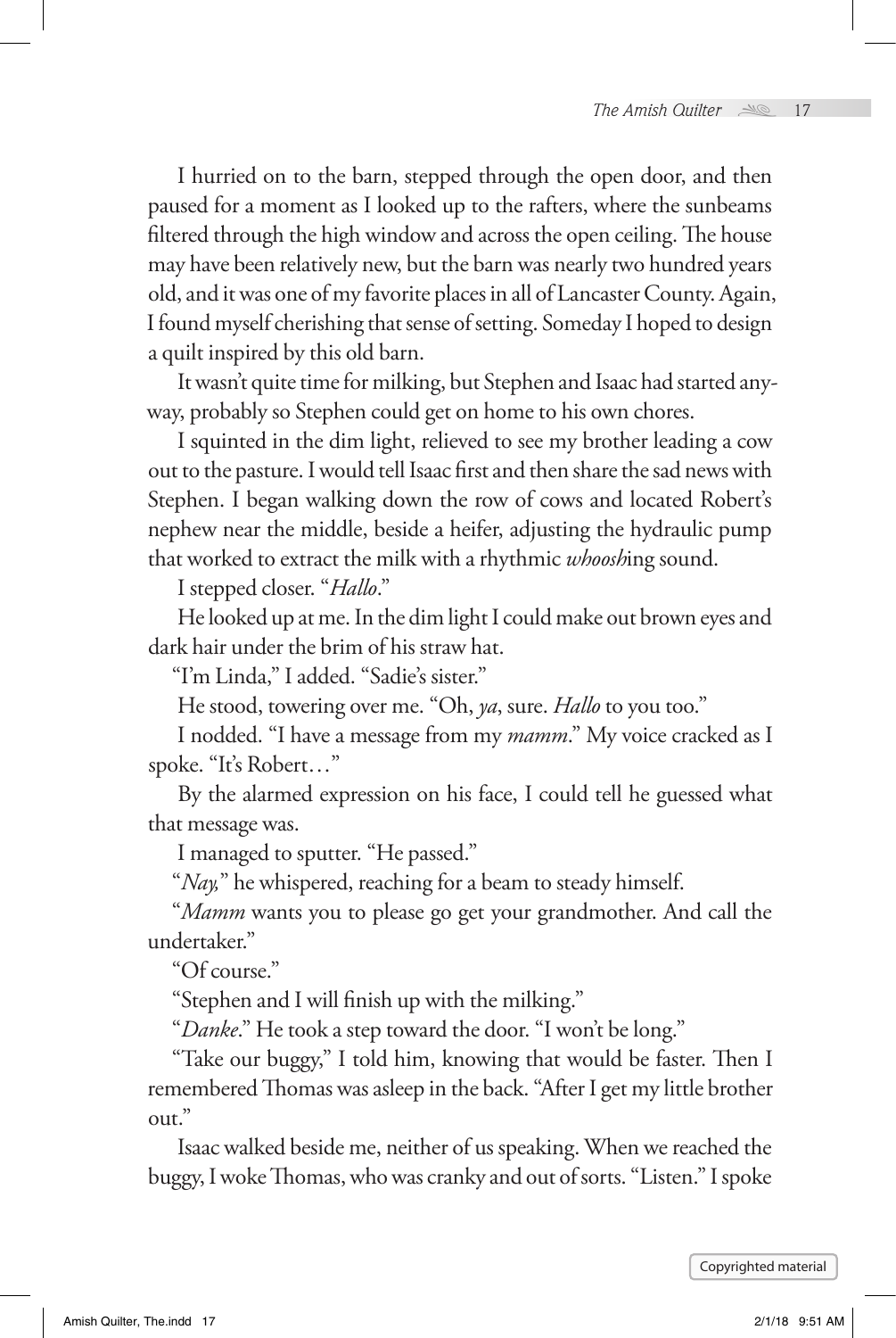I hurried on to the barn, stepped through the open door, and then paused for a moment as I looked up to the rafters, where the sunbeams filtered through the high window and across the open ceiling. The house may have been relatively new, but the barn was nearly two hundred years old, and it was one of my favorite places in all of Lancaster County. Again, I found myself cherishing that sense of setting. Someday I hoped to design a quilt inspired by this old barn.

It wasn't quite time for milking, but Stephen and Isaac had started anyway, probably so Stephen could get on home to his own chores.

I squinted in the dim light, relieved to see my brother leading a cow out to the pasture. I would tell Isaac first and then share the sad news with Stephen. I began walking down the row of cows and located Robert's nephew near the middle, beside a heifer, adjusting the hydraulic pump that worked to extract the milk with a rhythmic *whoosh*ing sound.

I stepped closer. "*Hallo*."

He looked up at me. In the dim light I could make out brown eyes and dark hair under the brim of his straw hat.

"I'm Linda," I added. "Sadie's sister."

He stood, towering over me. "Oh, *ya*, sure. *Hallo* to you too."

I nodded. "I have a message from my *mamm*." My voice cracked as I spoke. "It's Robert…"

By the alarmed expression on his face, I could tell he guessed what that message was.

I managed to sputter. "He passed."

"*Nay,*" he whispered, reaching for a beam to steady himself.

"*Mamm* wants you to please go get your grandmother. And call the undertaker."

"Of course."

"Stephen and I will finish up with the milking."

"*Danke*." He took a step toward the door. "I won't be long."

"Take our buggy," I told him, knowing that would be faster. Then I remembered Thomas was asleep in the back. "After I get my little brother out."

Isaac walked beside me, neither of us speaking. When we reached the buggy, I woke Thomas, who was cranky and out of sorts. "Listen." I spoke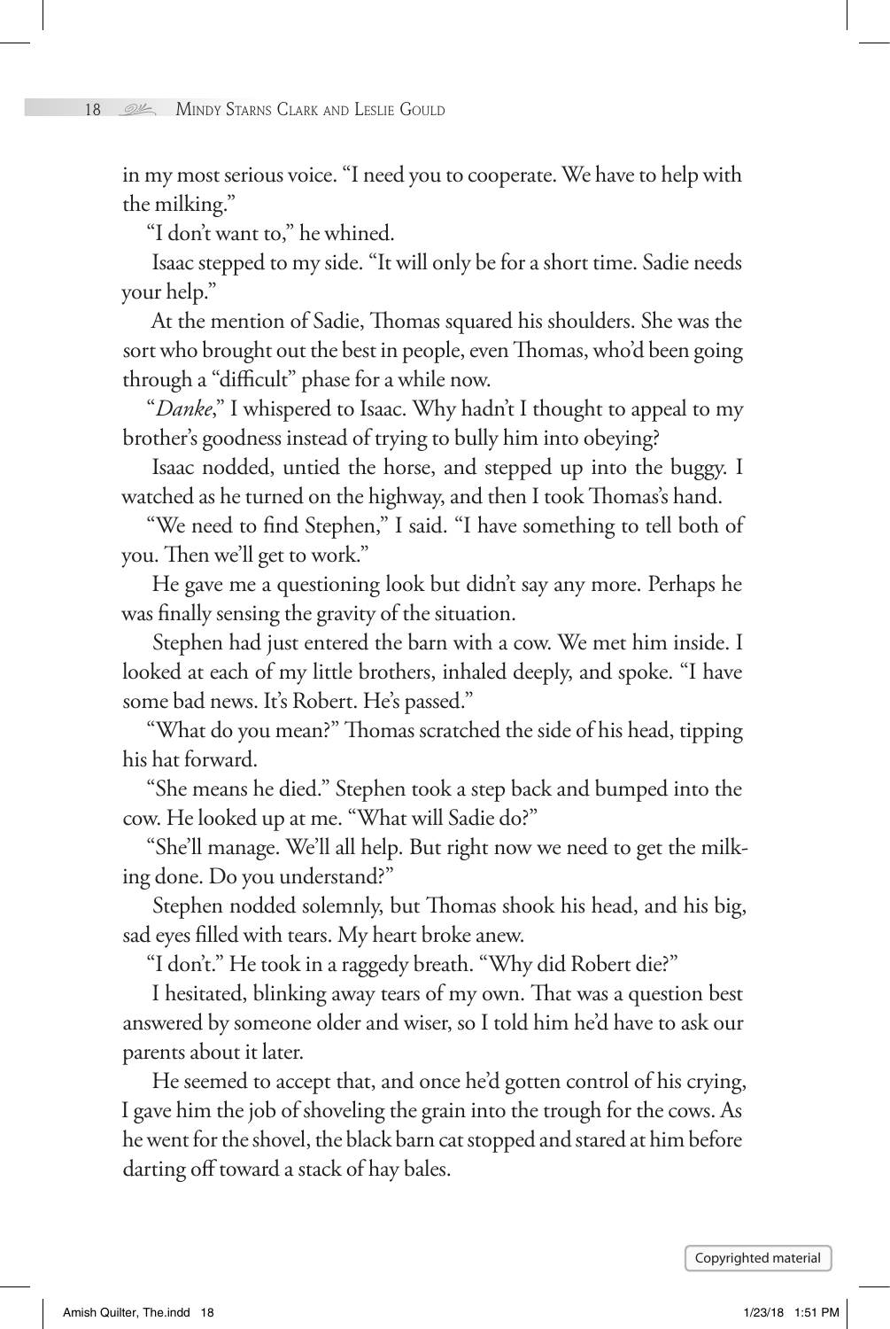in my most serious voice. "I need you to cooperate. We have to help with the milking."

"I don't want to," he whined.

Isaac stepped to my side. "It will only be for a short time. Sadie needs your help."

At the mention of Sadie, Thomas squared his shoulders. She was the sort who brought out the best in people, even Thomas, who'd been going through a "difficult" phase for a while now.

"*Danke*," I whispered to Isaac. Why hadn't I thought to appeal to my brother's goodness instead of trying to bully him into obeying?

Isaac nodded, untied the horse, and stepped up into the buggy. I watched as he turned on the highway, and then I took Thomas's hand.

"We need to find Stephen," I said. "I have something to tell both of you. Then we'll get to work."

He gave me a questioning look but didn't say any more. Perhaps he was finally sensing the gravity of the situation.

Stephen had just entered the barn with a cow. We met him inside. I looked at each of my little brothers, inhaled deeply, and spoke. "I have some bad news. It's Robert. He's passed."

"What do you mean?" Thomas scratched the side of his head, tipping his hat forward.

"She means he died." Stephen took a step back and bumped into the cow. He looked up at me. "What will Sadie do?"

"She'll manage. We'll all help. But right now we need to get the milking done. Do you understand?"

Stephen nodded solemnly, but Thomas shook his head, and his big, sad eyes filled with tears. My heart broke anew.

"I don't." He took in a raggedy breath. "Why did Robert die?"

I hesitated, blinking away tears of my own. That was a question best answered by someone older and wiser, so I told him he'd have to ask our parents about it later.

He seemed to accept that, and once he'd gotten control of his crying, I gave him the job of shoveling the grain into the trough for the cows. As he went for the shovel, the black barn cat stopped and stared at him before darting off toward a stack of hay bales.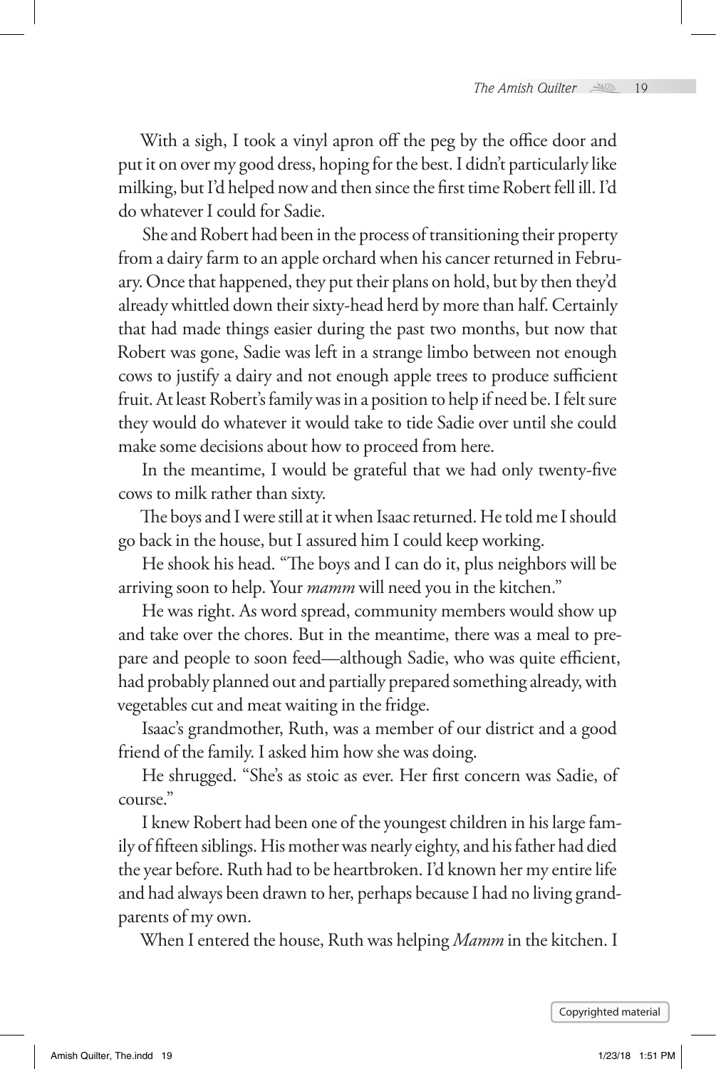With a sigh, I took a vinyl apron off the peg by the office door and put it on over my good dress, hoping for the best. I didn't particularly like milking, but I'd helped now and then since the first time Robert fell ill. I'd do whatever I could for Sadie.

She and Robert had been in the process of transitioning their property from a dairy farm to an apple orchard when his cancer returned in February. Once that happened, they put their plans on hold, but by then they'd already whittled down their sixty-head herd by more than half. Certainly that had made things easier during the past two months, but now that Robert was gone, Sadie was left in a strange limbo between not enough cows to justify a dairy and not enough apple trees to produce sufficient fruit. At least Robert's family was in a position to help if need be. I felt sure they would do whatever it would take to tide Sadie over until she could make some decisions about how to proceed from here.

In the meantime, I would be grateful that we had only twenty-five cows to milk rather than sixty.

The boys and I were still at it when Isaac returned. He told me I should go back in the house, but I assured him I could keep working.

He shook his head. "The boys and I can do it, plus neighbors will be arriving soon to help. Your *mamm* will need you in the kitchen."

He was right. As word spread, community members would show up and take over the chores. But in the meantime, there was a meal to prepare and people to soon feed—although Sadie, who was quite efficient, had probably planned out and partially prepared something already, with vegetables cut and meat waiting in the fridge.

Isaac's grandmother, Ruth, was a member of our district and a good friend of the family. I asked him how she was doing.

He shrugged. "She's as stoic as ever. Her first concern was Sadie, of course."

I knew Robert had been one of the youngest children in his large family of fifteen siblings. His mother was nearly eighty, and his father had died the year before. Ruth had to be heartbroken. I'd known her my entire life and had always been drawn to her, perhaps because I had no living grandparents of my own.

When I entered the house, Ruth was helping *Mamm* in the kitchen. I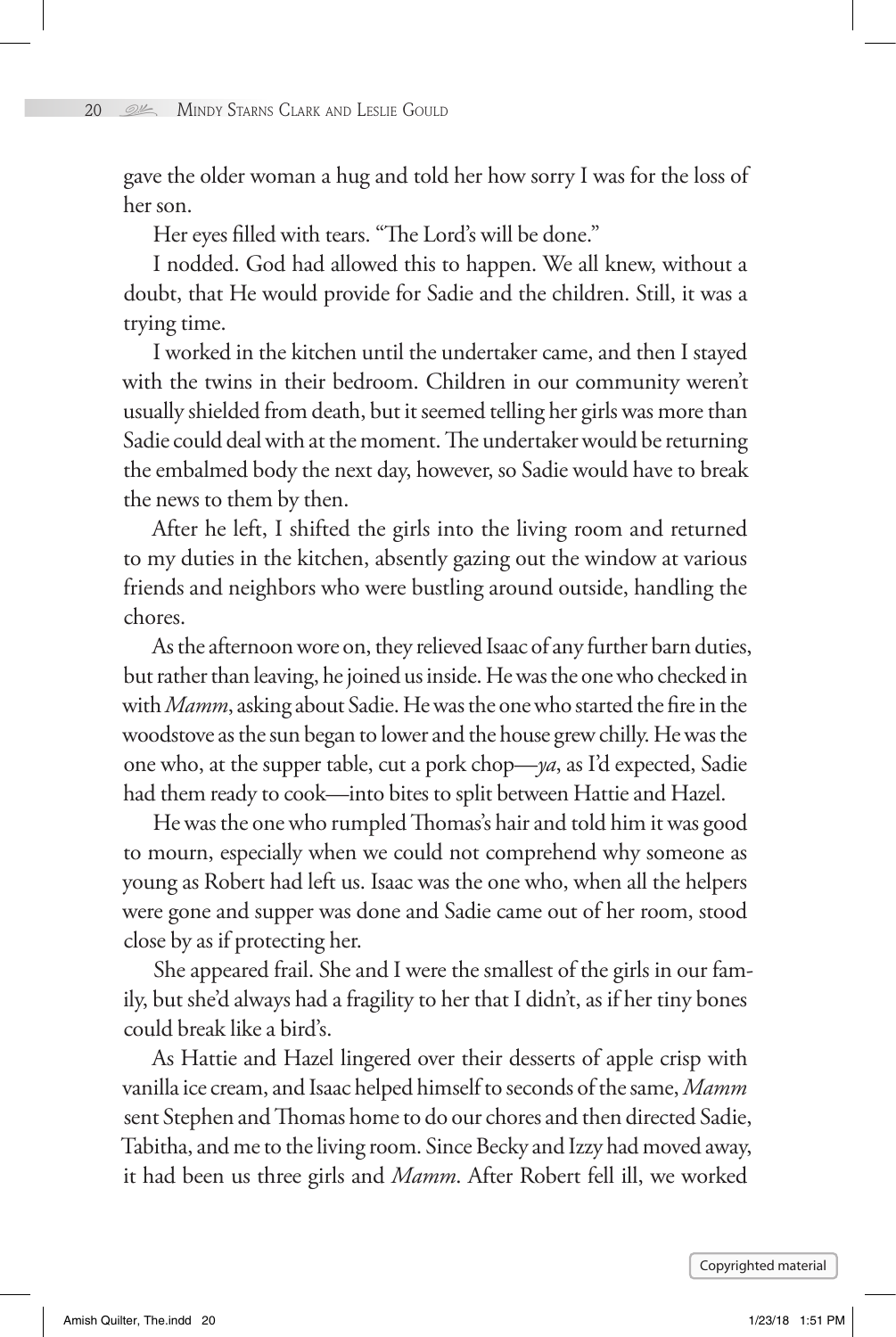gave the older woman a hug and told her how sorry I was for the loss of her son.

Her eyes filled with tears. "The Lord's will be done."

I nodded. God had allowed this to happen. We all knew, without a doubt, that He would provide for Sadie and the children. Still, it was a trying time.

I worked in the kitchen until the undertaker came, and then I stayed with the twins in their bedroom. Children in our community weren't usually shielded from death, but it seemed telling her girls was more than Sadie could deal with at the moment. The undertaker would be returning the embalmed body the next day, however, so Sadie would have to break the news to them by then.

After he left, I shifted the girls into the living room and returned to my duties in the kitchen, absently gazing out the window at various friends and neighbors who were bustling around outside, handling the chores.

As the afternoon wore on, they relieved Isaac of any further barn duties, but rather than leaving, he joined us inside. He was the one who checked in with *Mamm*, asking about Sadie. He was the one who started the fire in the woodstove as the sun began to lower and the house grew chilly. He was the one who, at the supper table, cut a pork chop—*ya*, as I'd expected, Sadie had them ready to cook—into bites to split between Hattie and Hazel.

He was the one who rumpled Thomas's hair and told him it was good to mourn, especially when we could not comprehend why someone as young as Robert had left us. Isaac was the one who, when all the helpers were gone and supper was done and Sadie came out of her room, stood close by as if protecting her.

She appeared frail. She and I were the smallest of the girls in our family, but she'd always had a fragility to her that I didn't, as if her tiny bones could break like a bird's.

As Hattie and Hazel lingered over their desserts of apple crisp with vanilla ice cream, and Isaac helped himself to seconds of the same, *Mamm* sent Stephen and Thomas home to do our chores and then directed Sadie, Tabitha, and me to the living room. Since Becky and Izzy had moved away, it had been us three girls and *Mamm*. After Robert fell ill, we worked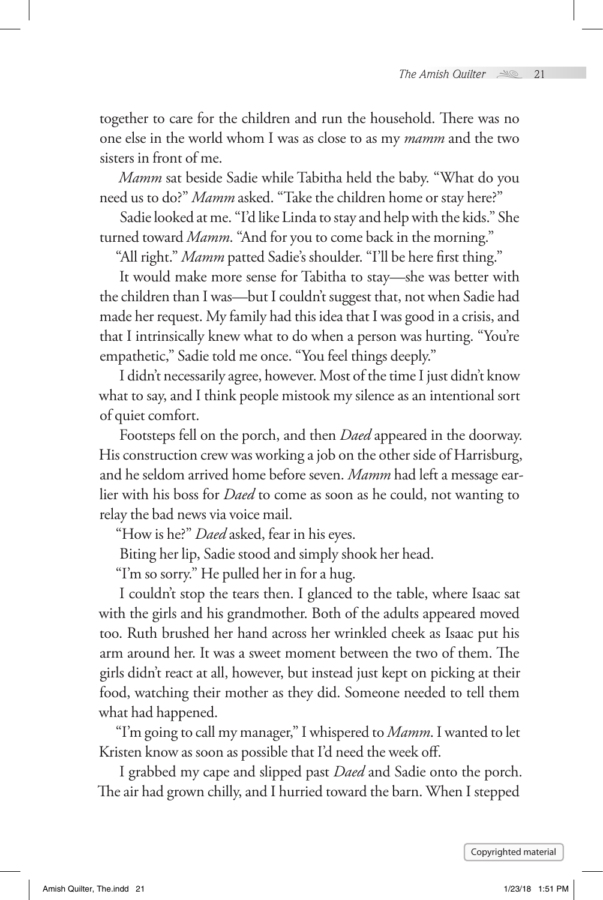together to care for the children and run the household. There was no one else in the world whom I was as close to as my *mamm* and the two sisters in front of me.

*Mamm* sat beside Sadie while Tabitha held the baby. "What do you need us to do?" *Mamm* asked. "Take the children home or stay here?"

Sadie looked at me. "I'd like Linda to stay and help with the kids." She turned toward *Mamm*. "And for you to come back in the morning."

"All right." *Mamm* patted Sadie's shoulder. "I'll be here first thing."

It would make more sense for Tabitha to stay—she was better with the children than I was—but I couldn't suggest that, not when Sadie had made her request. My family had this idea that I was good in a crisis, and that I intrinsically knew what to do when a person was hurting. "You're empathetic," Sadie told me once. "You feel things deeply."

I didn't necessarily agree, however. Most of the time I just didn't know what to say, and I think people mistook my silence as an intentional sort of quiet comfort.

Footsteps fell on the porch, and then *Daed* appeared in the doorway. His construction crew was working a job on the other side of Harrisburg, and he seldom arrived home before seven. *Mamm* had left a message earlier with his boss for *Daed* to come as soon as he could, not wanting to relay the bad news via voice mail.

"How is he?" *Daed* asked, fear in his eyes.

Biting her lip, Sadie stood and simply shook her head.

"I'm so sorry." He pulled her in for a hug.

I couldn't stop the tears then. I glanced to the table, where Isaac sat with the girls and his grandmother. Both of the adults appeared moved too. Ruth brushed her hand across her wrinkled cheek as Isaac put his arm around her. It was a sweet moment between the two of them. The girls didn't react at all, however, but instead just kept on picking at their food, watching their mother as they did. Someone needed to tell them what had happened.

"I'm going to call my manager," I whispered to *Mamm*. I wanted to let Kristen know as soon as possible that I'd need the week off.

I grabbed my cape and slipped past *Daed* and Sadie onto the porch. The air had grown chilly, and I hurried toward the barn. When I stepped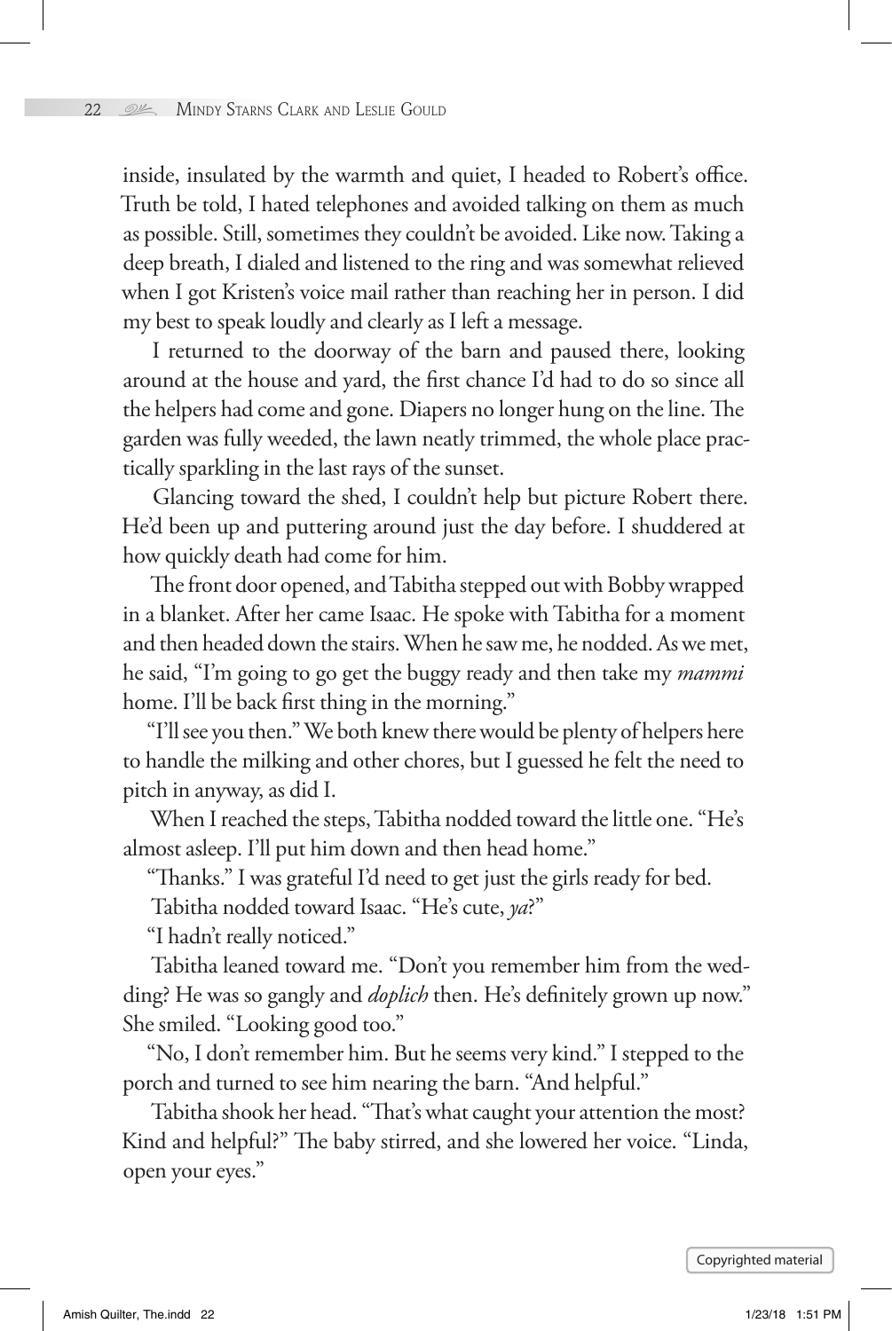inside, insulated by the warmth and quiet, I headed to Robert's office. Truth be told, I hated telephones and avoided talking on them as much as possible. Still, sometimes they couldn't be avoided. Like now. Taking a deep breath, I dialed and listened to the ring and was somewhat relieved when I got Kristen's voice mail rather than reaching her in person. I did my best to speak loudly and clearly as I left a message.

I returned to the doorway of the barn and paused there, looking around at the house and yard, the first chance I'd had to do so since all the helpers had come and gone. Diapers no longer hung on the line. The garden was fully weeded, the lawn neatly trimmed, the whole place practically sparkling in the last rays of the sunset.

Glancing toward the shed, I couldn't help but picture Robert there. He'd been up and puttering around just the day before. I shuddered at how quickly death had come for him.

The front door opened, and Tabitha stepped out with Bobby wrapped in a blanket. After her came Isaac. He spoke with Tabitha for a moment and then headed down the stairs. When he saw me, he nodded. As we met, he said, "I'm going to go get the buggy ready and then take my *mammi* home. I'll be back first thing in the morning."

"I'll see you then." We both knew there would be plenty of helpers here to handle the milking and other chores, but I guessed he felt the need to pitch in anyway, as did I.

When I reached the steps, Tabitha nodded toward the little one. "He's almost asleep. I'll put him down and then head home."

"Thanks." I was grateful I'd need to get just the girls ready for bed.

Tabitha nodded toward Isaac. "He's cute, *ya*?"

"I hadn't really noticed."

Tabitha leaned toward me. "Don't you remember him from the wedding? He was so gangly and *doplich* then. He's definitely grown up now." She smiled. "Looking good too."

"No, I don't remember him. But he seems very kind." I stepped to the porch and turned to see him nearing the barn. "And helpful."

Tabitha shook her head. "That's what caught your attention the most? Kind and helpful?" The baby stirred, and she lowered her voice. "Linda, open your eyes."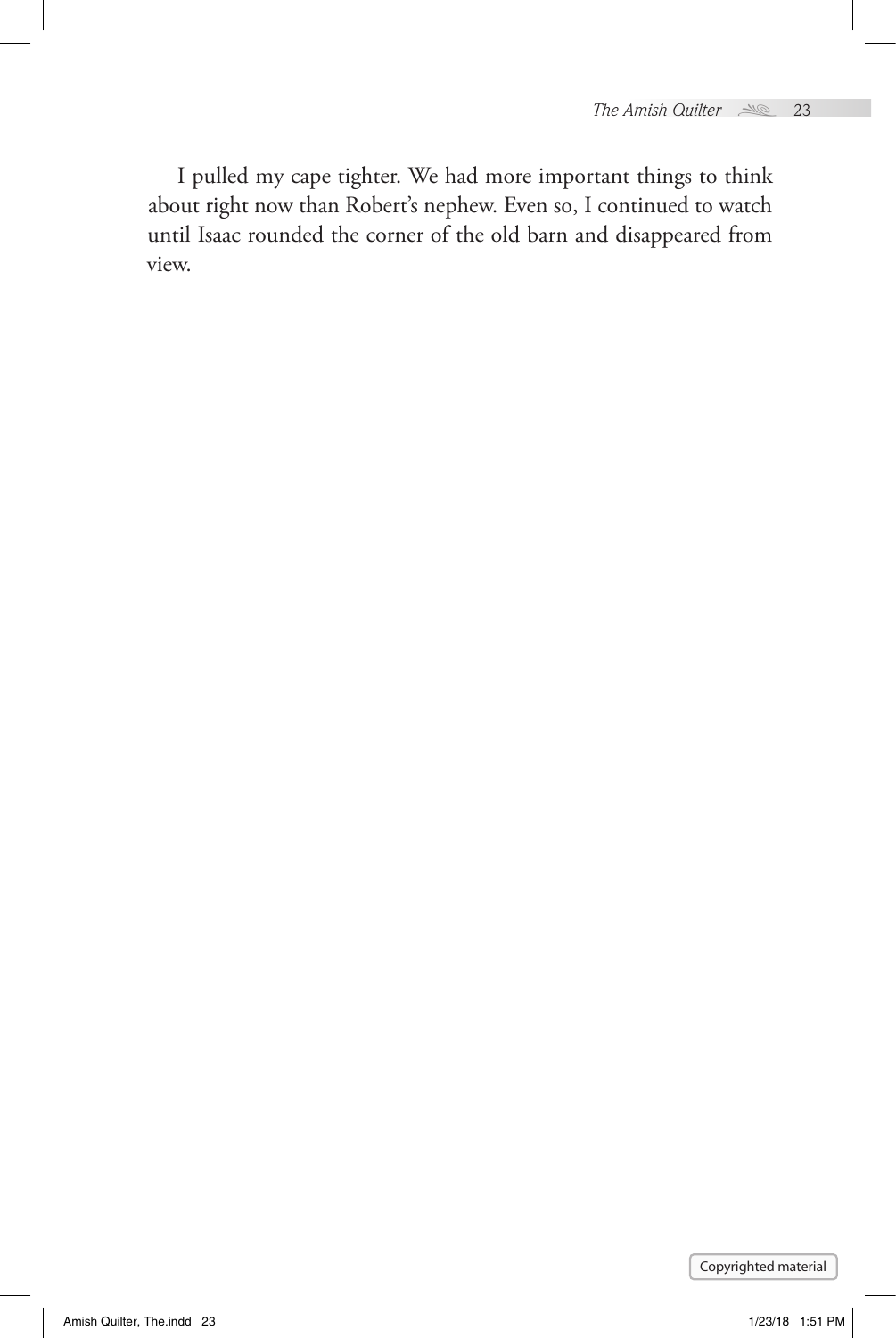I pulled my cape tighter. We had more important things to think about right now than Robert's nephew. Even so, I continued to watch until Isaac rounded the corner of the old barn and disappeared from view.